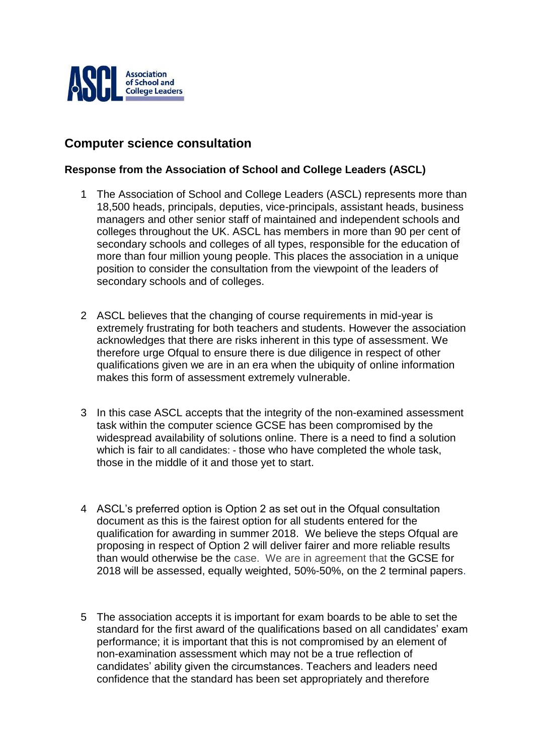ASCL Association of School and College Leaders

## Computer science consultation

### Response from the Association of School and College Leaders (ASCL)

1. The Association of School and College Leaders (ASCL) represents more than 18,500 heads, principals, deputies, vice-principals, assistant heads, business managers and other senior staff of maintained and independent schools and colleges throughout the UK. ASCL has members in more than 90 per cent of secondary schools and colleges of all types, responsible for the education of more than four million young people. This places the association in a unique position to consider the consultation from the viewpoint of the leaders of secondary schools and of colleges.

2. ASCL believes that the changing of course requirements in mid-year is extremely frustrating for both teachers and students. However the association acknowledges that there are risks inherent in this type of assessment. We therefore urge Ofqual to ensure there is due diligence in respect of other qualifications given we are in an era when the ubiquity of online information makes this form of assessment extremely vulnerable.

3. In this case ASCL accepts that the integrity of the non-examined assessment task within the computer science GCSE has been compromised by the widespread availability of solutions online. There is a need to find a solution which is fair to all candidates: - those who have completed the whole task, those in the middle of it and those yet to start.

4. ASCL's preferred option is Option 2 as set out in the Ofqual consultation document as this is the fairest option for all students entered for the qualification for awarding in summer 2018. We believe the steps Ofqual are proposing in respect of Option 2 will deliver fairer and more reliable results than would otherwise be the case. We are in agreement that the GCSE for 2018 will be assessed, equally weighted, 50%-50%, on the 2 terminal papers.

5. The association accepts it is important for exam boards to be able to set the standard for the first award of the qualifications based on all candidates' exam performance; it is important that this is not compromised by an element of non-examination assessment which may not be a true reflection of candidates' ability given the circumstances. Teachers and leaders need confidence that the standard has been set appropriately and therefore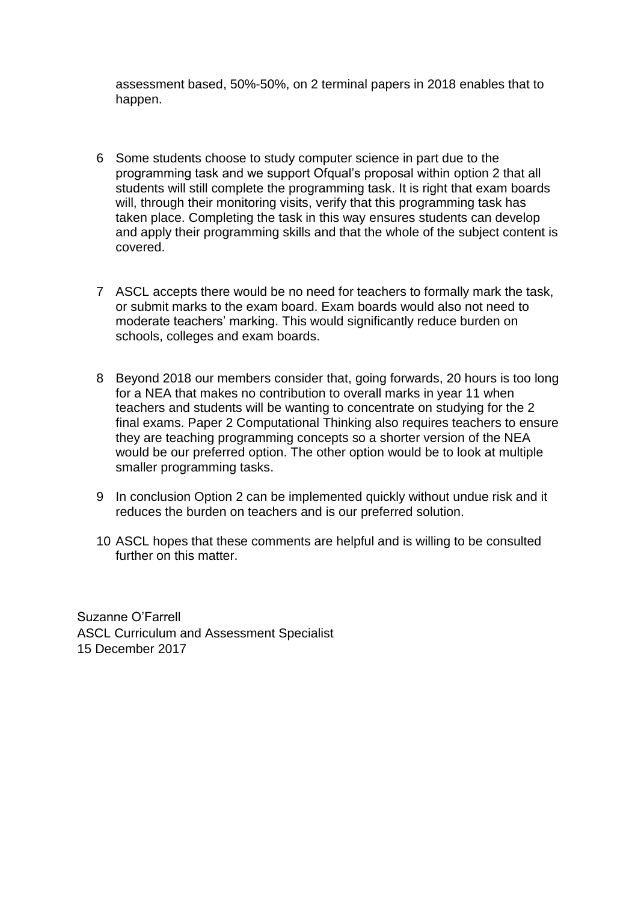assessment based, 50%-50%, on 2 terminal papers in 2018 enables that to happen.

6. Some students choose to study computer science in part due to the programming task and we support Ofqual's proposal within option 2 that all students will still complete the programming task. It is right that exam boards will, through their monitoring visits, verify that this programming task has taken place. Completing the task in this way ensures students can develop and apply their programming skills and that the whole of the subject content is covered.

7. ASCL accepts there would be no need for teachers to formally mark the task, or submit marks to the exam board. Exam boards would also not need to moderate teachers' marking. This would significantly reduce burden on schools, colleges and exam boards.

8. Beyond 2018 our members consider that, going forwards, 20 hours is too long for a NEA that makes no contribution to overall marks in year 11 when teachers and students will be wanting to concentrate on studying for the 2 final exams. Paper 2 Computational Thinking also requires teachers to ensure they are teaching programming concepts so a shorter version of the NEA would be our preferred option. The other option would be to look at multiple smaller programming tasks.

9. In conclusion Option 2 can be implemented quickly without undue risk and it reduces the burden on teachers and is our preferred solution.

10. ASCL hopes that these comments are helpful and is willing to be consulted further on this matter.

Suzanne O'Farrell
ASCL Curriculum and Assessment Specialist
15 December 2017